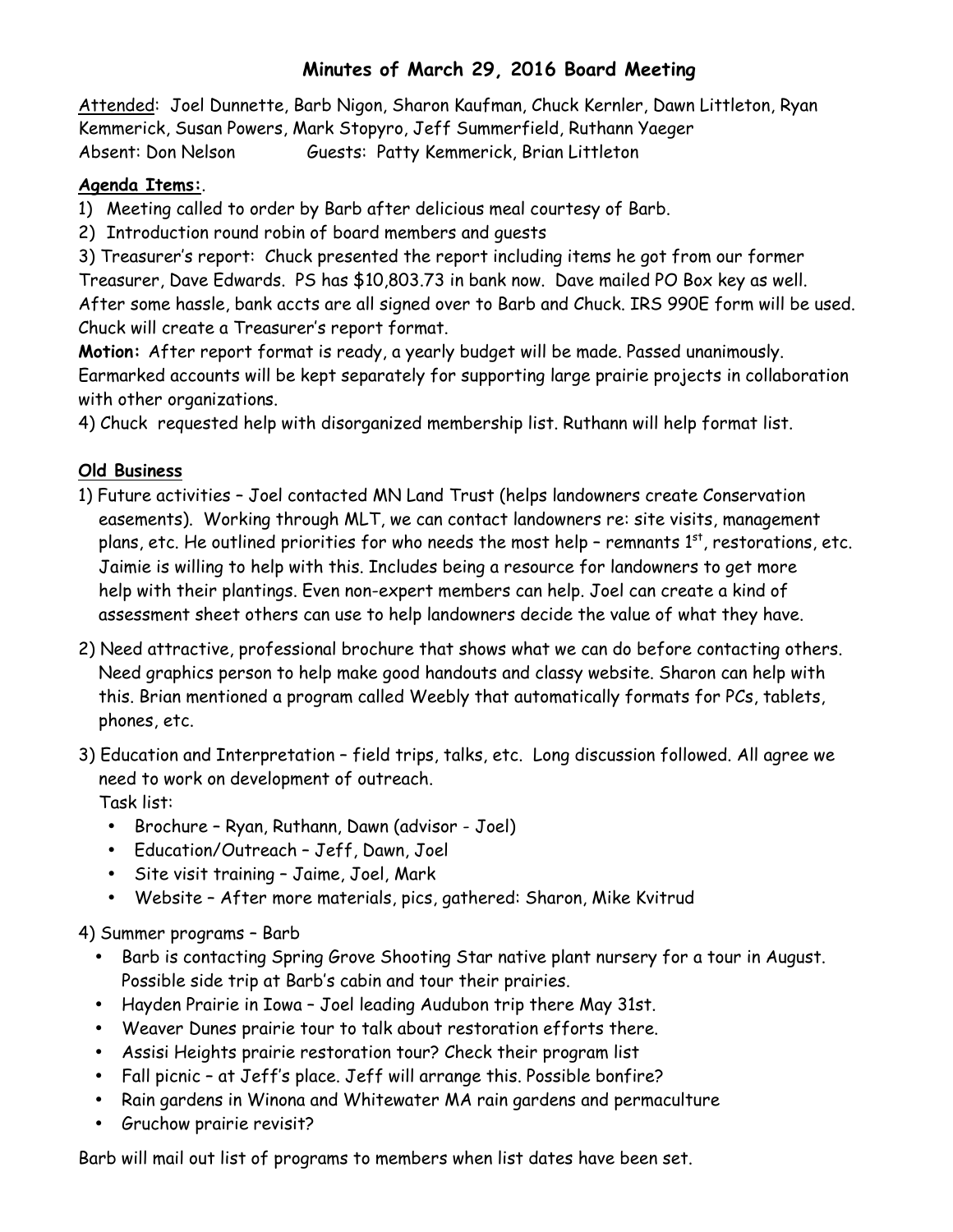# Minutes of March 29, 2016 Board Meeting

Attended: Joel Dunnette, Barb Nigon, Sharon Kaufman, Chuck Kernler, Dawn Littleton, Ryan Kemmerick, Susan Powers, Mark Stopyro, Jeff Summerfield, Ruthann Yaeger
Absent: Don Nelson Guests: Patty Kemmerick, Brian Littleton

**Agenda Items:**.

1) Meeting called to order by Barb after delicious meal courtesy of Barb.
2) Introduction round robin of board members and guests
3) Treasurer's report: Chuck presented the report including items he got from our former Treasurer, Dave Edwards. PS has $10,803.73 in bank now. Dave mailed PO Box key as well. After some hassle, bank accts are all signed over to Barb and Chuck. IRS 990E form will be used. Chuck will create a Treasurer's report format.

**Motion:** After report format is ready, a yearly budget will be made. Passed unanimously. Earmarked accounts will be kept separately for supporting large prairie projects in collaboration with other organizations.

4) Chuck requested help with disorganized membership list. Ruthann will help format list.

**Old Business**

1) Future activities – Joel contacted MN Land Trust (helps landowners create Conservation easements). Working through MLT, we can contact landowners re: site visits, management plans, etc. He outlined priorities for who needs the most help – remnants 1st, restorations, etc. Jaimie is willing to help with this. Includes being a resource for landowners to get more help with their plantings. Even non-expert members can help. Joel can create a kind of assessment sheet others can use to help landowners decide the value of what they have.
2) Need attractive, professional brochure that shows what we can do before contacting others. Need graphics person to help make good handouts and classy website. Sharon can help with this. Brian mentioned a program called Weebly that automatically formats for PCs, tablets, phones, etc.
3) Education and Interpretation – field trips, talks, etc. Long discussion followed. All agree we need to work on development of outreach.
   Task list:
   - Brochure – Ryan, Ruthann, Dawn (advisor - Joel)
   - Education/Outreach – Jeff, Dawn, Joel
   - Site visit training – Jaime, Joel, Mark
   - Website – After more materials, pics, gathered: Sharon, Mike Kvitrud
4) Summer programs – Barb
   - Barb is contacting Spring Grove Shooting Star native plant nursery for a tour in August. Possible side trip at Barb's cabin and tour their prairies.
   - Hayden Prairie in Iowa – Joel leading Audubon trip there May 31st.
   - Weaver Dunes prairie tour to talk about restoration efforts there.
   - Assisi Heights prairie restoration tour? Check their program list
   - Fall picnic – at Jeff's place. Jeff will arrange this. Possible bonfire?
   - Rain gardens in Winona and Whitewater MA rain gardens and permaculture
   - Gruchow prairie revisit?

Barb will mail out list of programs to members when list dates have been set.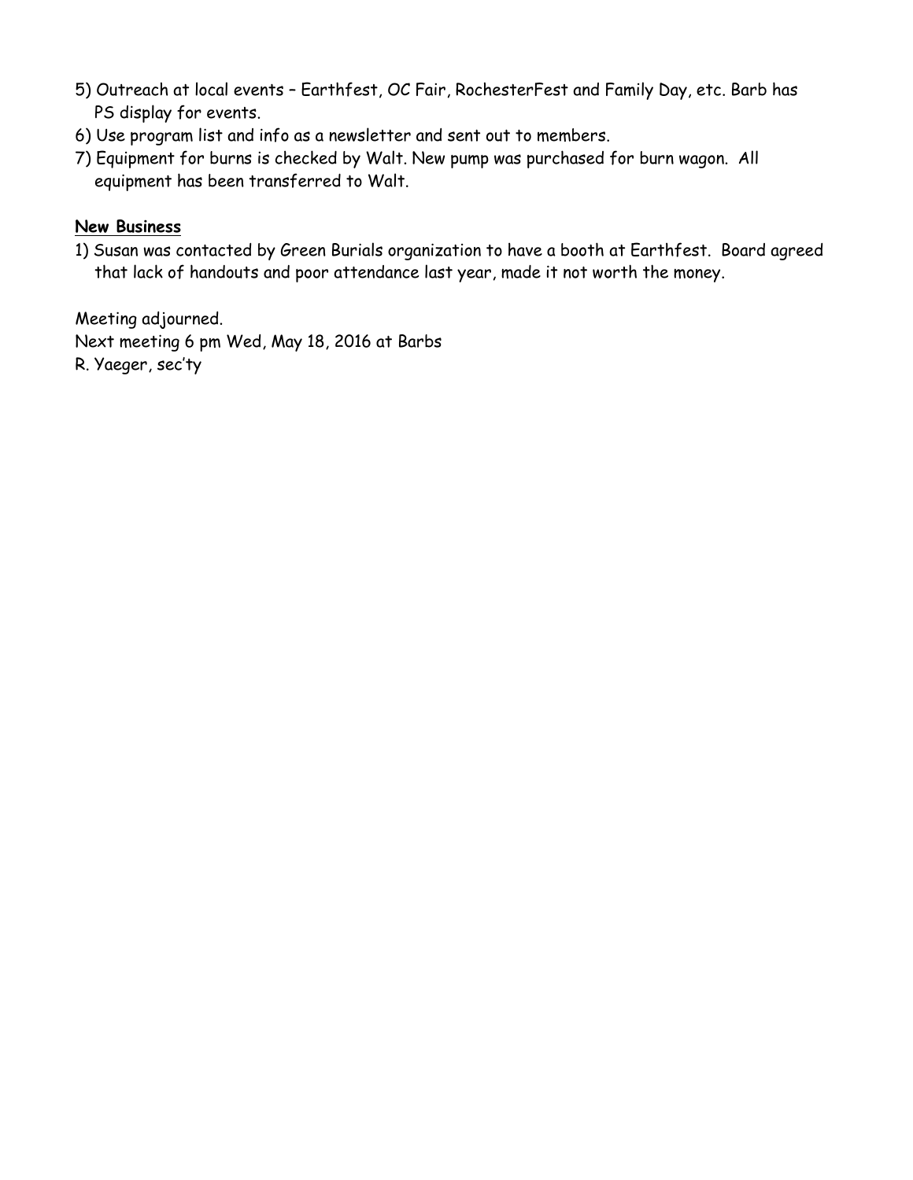5) Outreach at local events – Earthfest, OC Fair, RochesterFest and Family Day, etc. Barb has PS display for events.
6) Use program list and info as a newsletter and sent out to members.
7) Equipment for burns is checked by Walt. New pump was purchased for burn wagon. All equipment has been transferred to Walt.

**New Business**

1) Susan was contacted by Green Burials organization to have a booth at Earthfest. Board agreed that lack of handouts and poor attendance last year, made it not worth the money.

Meeting adjourned.
Next meeting 6 pm Wed, May 18, 2016 at Barbs
R. Yaeger, sec'ty